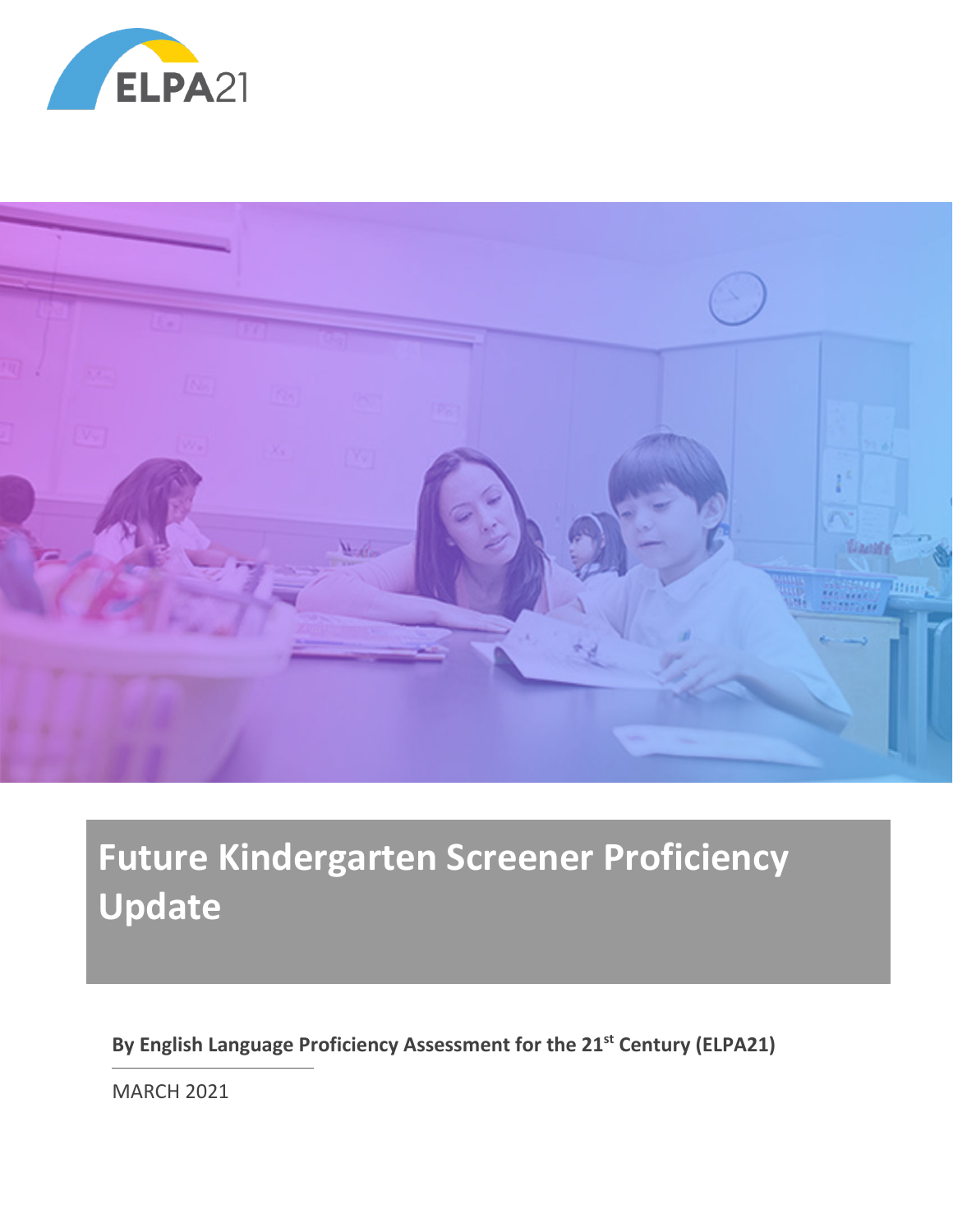# Future Kindergarten Screener Proficiency Update

**By English Language Proficiency Assessment for the 21st Century (ELPA21)**

MARCH 2021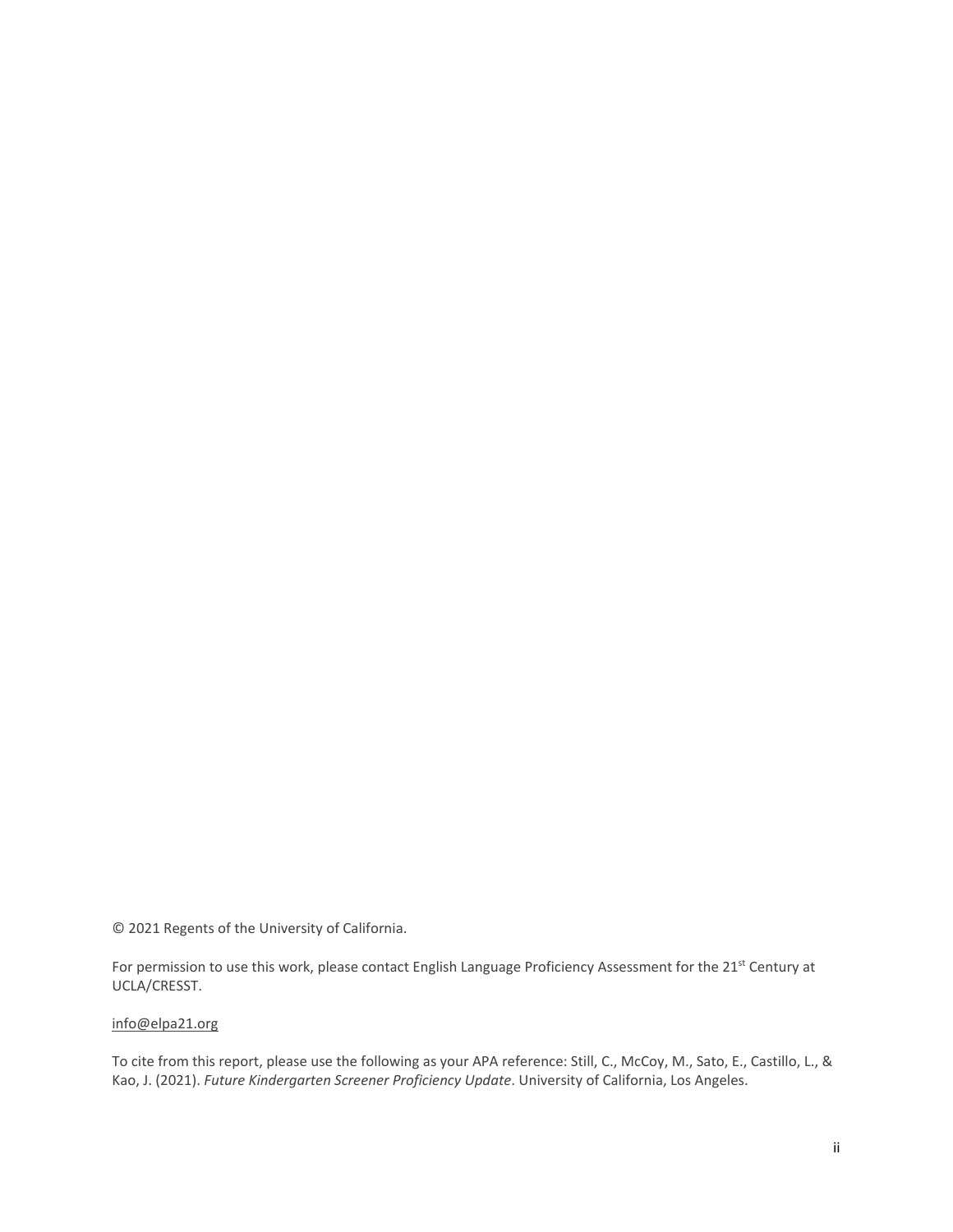© 2021 Regents of the University of California.

For permission to use this work, please contact English Language Proficiency Assessment for the 21st Century at UCLA/CRESST.

info@elpa21.org

To cite from this report, please use the following as your APA reference: Still, C., McCoy, M., Sato, E., Castillo, L., & Kao, J. (2021). *Future Kindergarten Screener Proficiency Update*. University of California, Los Angeles.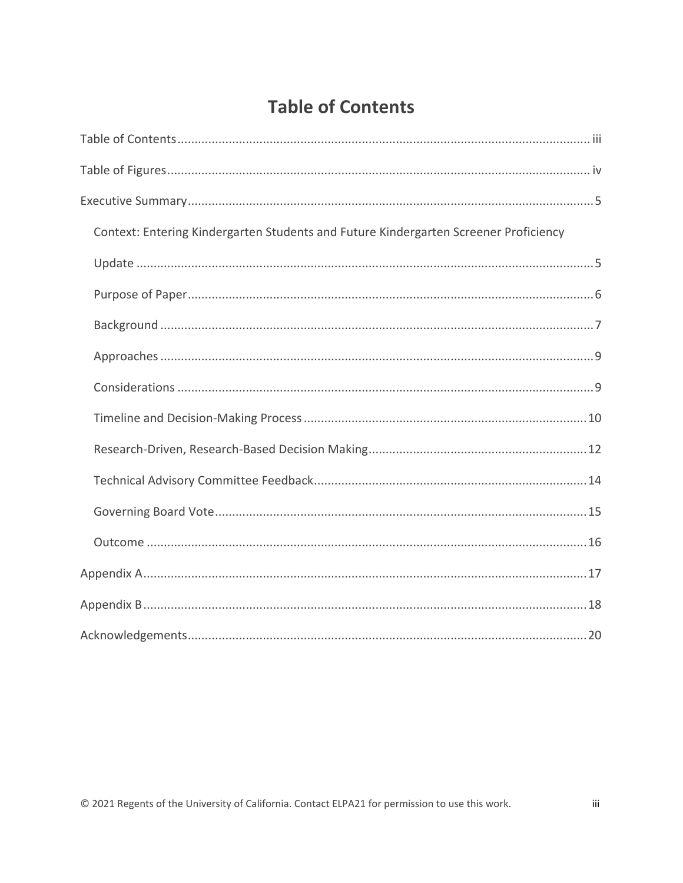# Table of Contents

Table of Contents ........ iii

Table of Figures ........ iv

Executive Summary ........ 5

- Context: Entering Kindergarten Students and Future Kindergarten Screener Proficiency Update ........ 5
- Purpose of Paper ........ 6
- Background ........ 7
- Approaches ........ 9
- Considerations ........ 9
- Timeline and Decision-Making Process ........ 10
- Research-Driven, Research-Based Decision Making ........ 12
- Technical Advisory Committee Feedback ........ 14
- Governing Board Vote ........ 15
- Outcome ........ 16

Appendix A ........ 17

Appendix B ........ 18

Acknowledgements ........ 20

© 2021 Regents of the University of California. Contact ELPA21 for permission to use this work.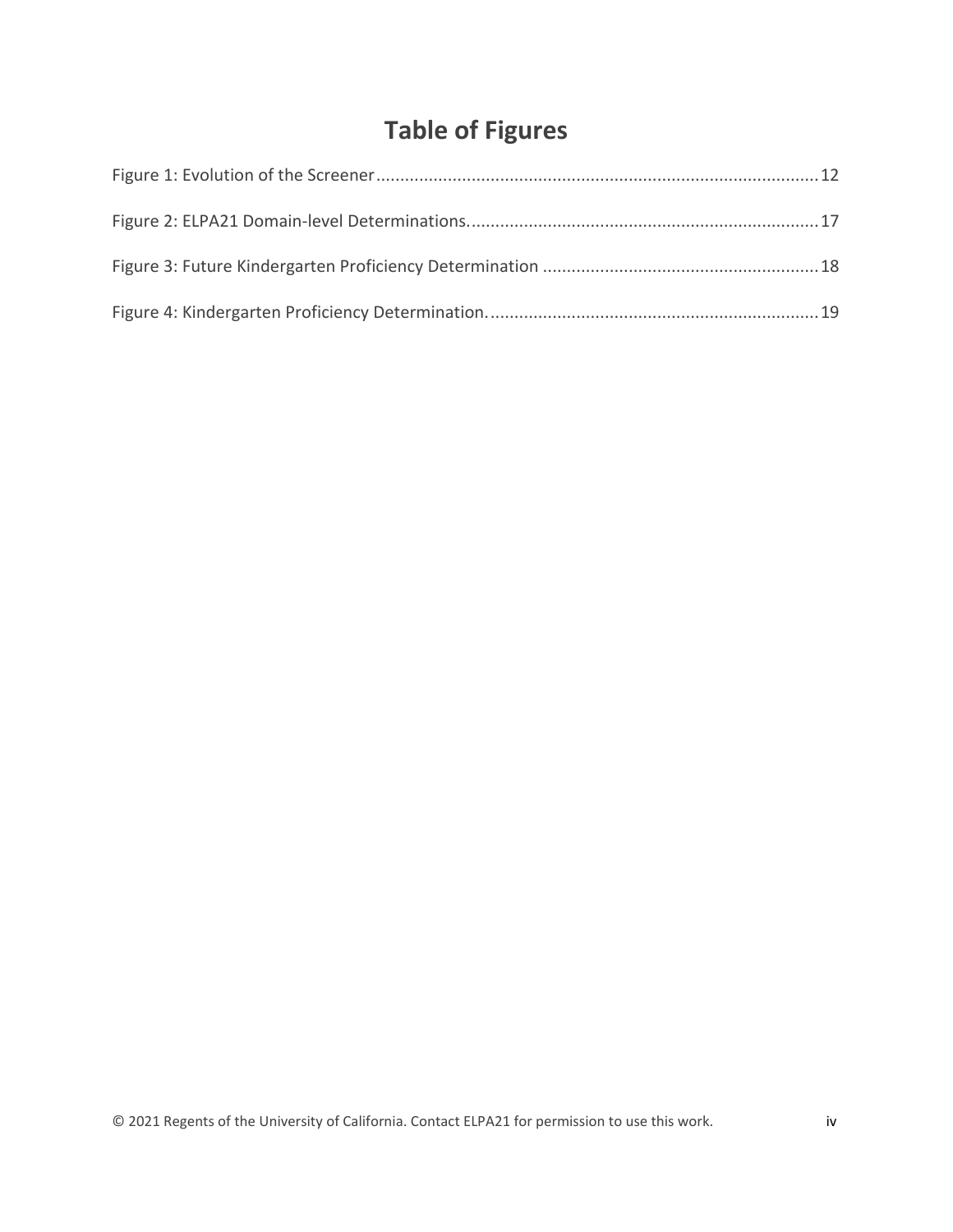# Table of Figures

Figure 1: Evolution of the Screener ........................................................................................ 12

Figure 2: ELPA21 Domain-level Determinations. ........................................................................ 17

Figure 3: Future Kindergarten Proficiency Determination ......................................................... 18

Figure 4: Kindergarten Proficiency Determination. .................................................................... 19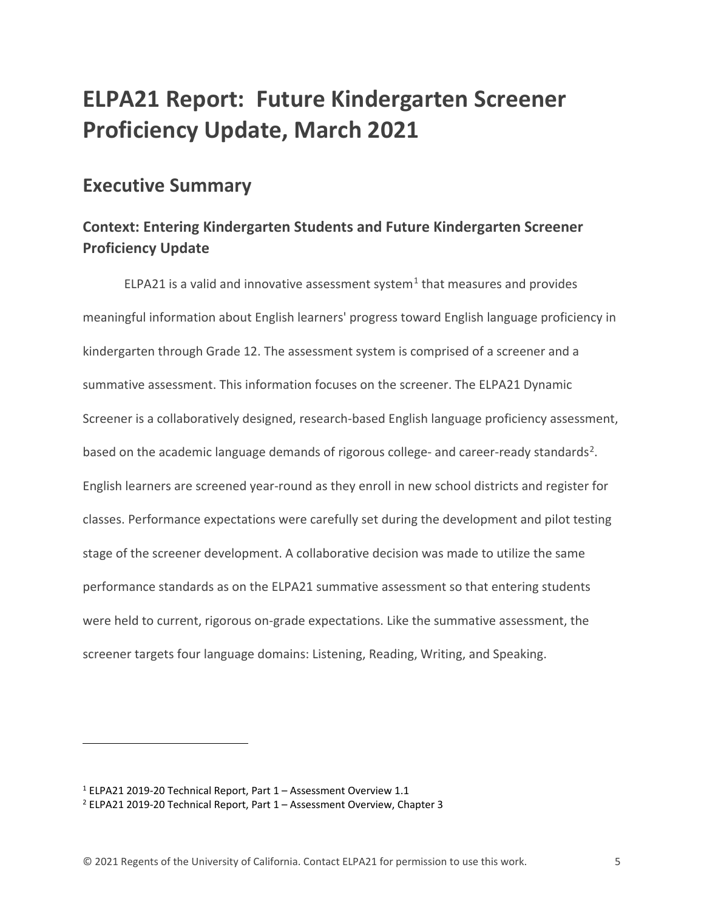# ELPA21 Report: Future Kindergarten Screener Proficiency Update, March 2021

## Executive Summary

### Context: Entering Kindergarten Students and Future Kindergarten Screener Proficiency Update

ELPA21 is a valid and innovative assessment system[1] that measures and provides meaningful information about English learners' progress toward English language proficiency in kindergarten through Grade 12. The assessment system is comprised of a screener and a summative assessment. This information focuses on the screener. The ELPA21 Dynamic Screener is a collaboratively designed, research-based English language proficiency assessment, based on the academic language demands of rigorous college- and career-ready standards[2]. English learners are screened year-round as they enroll in new school districts and register for classes. Performance expectations were carefully set during the development and pilot testing stage of the screener development. A collaborative decision was made to utilize the same performance standards as on the ELPA21 summative assessment so that entering students were held to current, rigorous on-grade expectations. Like the summative assessment, the screener targets four language domains: Listening, Reading, Writing, and Speaking.

---

[1] ELPA21 2019-20 Technical Report, Part 1 – Assessment Overview 1.1

[2] ELPA21 2019-20 Technical Report, Part 1 – Assessment Overview, Chapter 3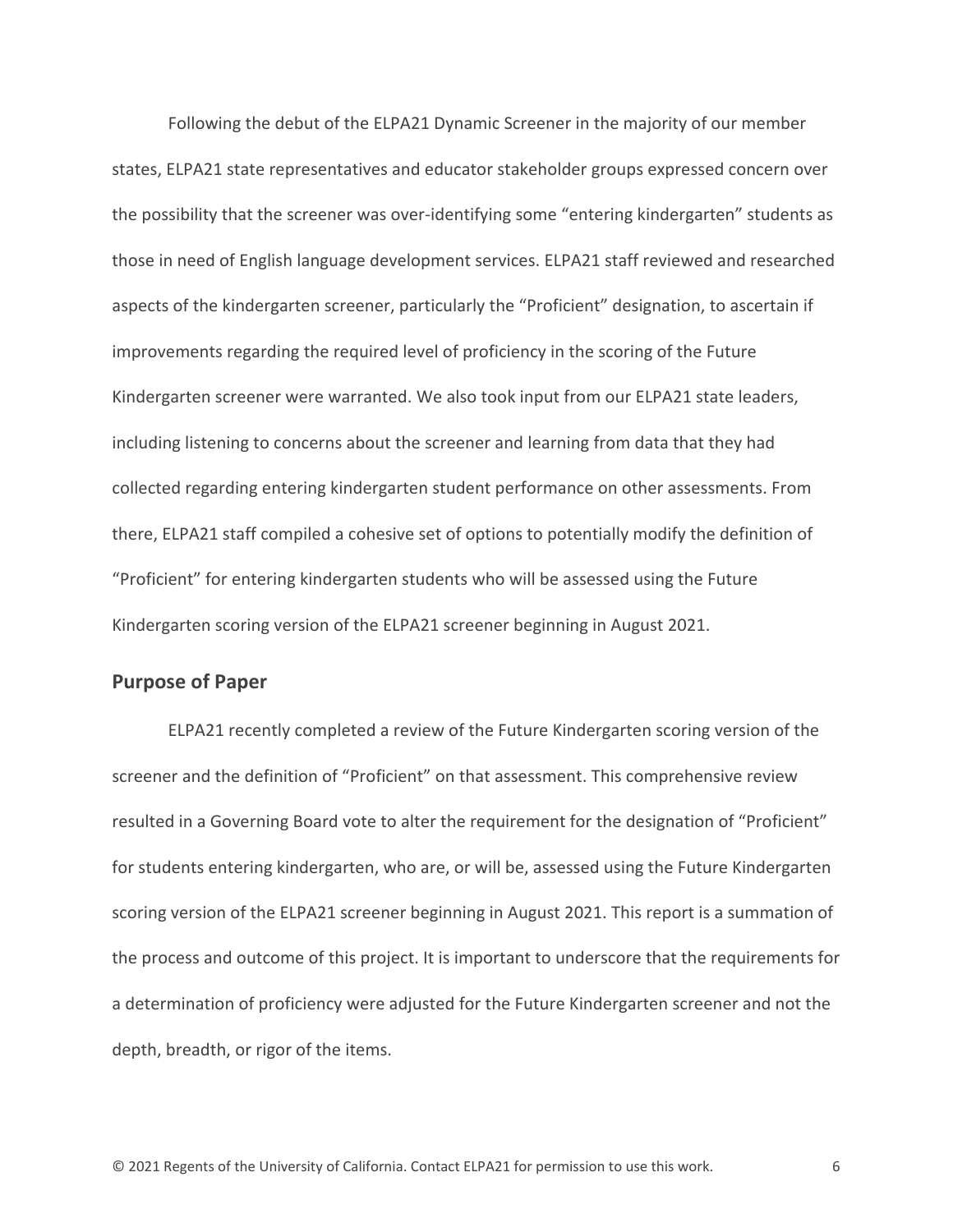Following the debut of the ELPA21 Dynamic Screener in the majority of our member states, ELPA21 state representatives and educator stakeholder groups expressed concern over the possibility that the screener was over-identifying some "entering kindergarten" students as those in need of English language development services. ELPA21 staff reviewed and researched aspects of the kindergarten screener, particularly the "Proficient" designation, to ascertain if improvements regarding the required level of proficiency in the scoring of the Future Kindergarten screener were warranted. We also took input from our ELPA21 state leaders, including listening to concerns about the screener and learning from data that they had collected regarding entering kindergarten student performance on other assessments. From there, ELPA21 staff compiled a cohesive set of options to potentially modify the definition of "Proficient" for entering kindergarten students who will be assessed using the Future Kindergarten scoring version of the ELPA21 screener beginning in August 2021.

## Purpose of Paper

ELPA21 recently completed a review of the Future Kindergarten scoring version of the screener and the definition of "Proficient" on that assessment. This comprehensive review resulted in a Governing Board vote to alter the requirement for the designation of "Proficient" for students entering kindergarten, who are, or will be, assessed using the Future Kindergarten scoring version of the ELPA21 screener beginning in August 2021. This report is a summation of the process and outcome of this project. It is important to underscore that the requirements for a determination of proficiency were adjusted for the Future Kindergarten screener and not the depth, breadth, or rigor of the items.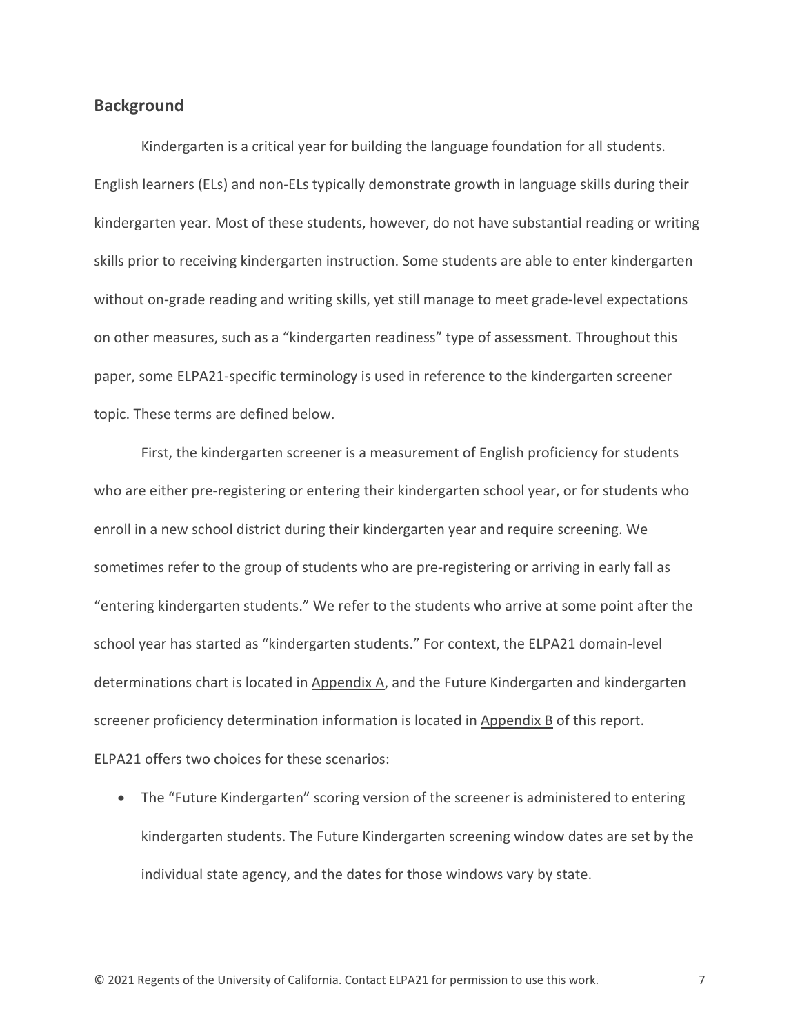## Background

Kindergarten is a critical year for building the language foundation for all students. English learners (ELs) and non-ELs typically demonstrate growth in language skills during their kindergarten year. Most of these students, however, do not have substantial reading or writing skills prior to receiving kindergarten instruction. Some students are able to enter kindergarten without on-grade reading and writing skills, yet still manage to meet grade-level expectations on other measures, such as a "kindergarten readiness" type of assessment. Throughout this paper, some ELPA21-specific terminology is used in reference to the kindergarten screener topic. These terms are defined below.

First, the kindergarten screener is a measurement of English proficiency for students who are either pre-registering or entering their kindergarten school year, or for students who enroll in a new school district during their kindergarten year and require screening. We sometimes refer to the group of students who are pre-registering or arriving in early fall as "entering kindergarten students." We refer to the students who arrive at some point after the school year has started as "kindergarten students." For context, the ELPA21 domain-level determinations chart is located in Appendix A, and the Future Kindergarten and kindergarten screener proficiency determination information is located in Appendix B of this report. ELPA21 offers two choices for these scenarios:

- The "Future Kindergarten" scoring version of the screener is administered to entering kindergarten students. The Future Kindergarten screening window dates are set by the individual state agency, and the dates for those windows vary by state.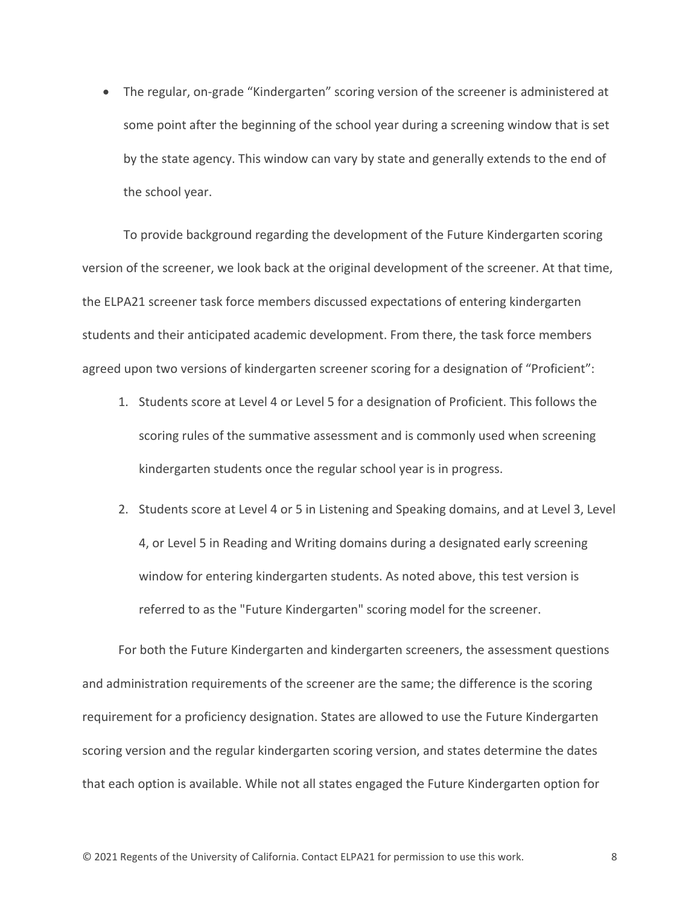- The regular, on-grade "Kindergarten" scoring version of the screener is administered at some point after the beginning of the school year during a screening window that is set by the state agency. This window can vary by state and generally extends to the end of the school year.

To provide background regarding the development of the Future Kindergarten scoring version of the screener, we look back at the original development of the screener. At that time, the ELPA21 screener task force members discussed expectations of entering kindergarten students and their anticipated academic development. From there, the task force members agreed upon two versions of kindergarten screener scoring for a designation of "Proficient":

1. Students score at Level 4 or Level 5 for a designation of Proficient. This follows the scoring rules of the summative assessment and is commonly used when screening kindergarten students once the regular school year is in progress.
2. Students score at Level 4 or 5 in Listening and Speaking domains, and at Level 3, Level 4, or Level 5 in Reading and Writing domains during a designated early screening window for entering kindergarten students. As noted above, this test version is referred to as the "Future Kindergarten" scoring model for the screener.

For both the Future Kindergarten and kindergarten screeners, the assessment questions and administration requirements of the screener are the same; the difference is the scoring requirement for a proficiency designation. States are allowed to use the Future Kindergarten scoring version and the regular kindergarten scoring version, and states determine the dates that each option is available. While not all states engaged the Future Kindergarten option for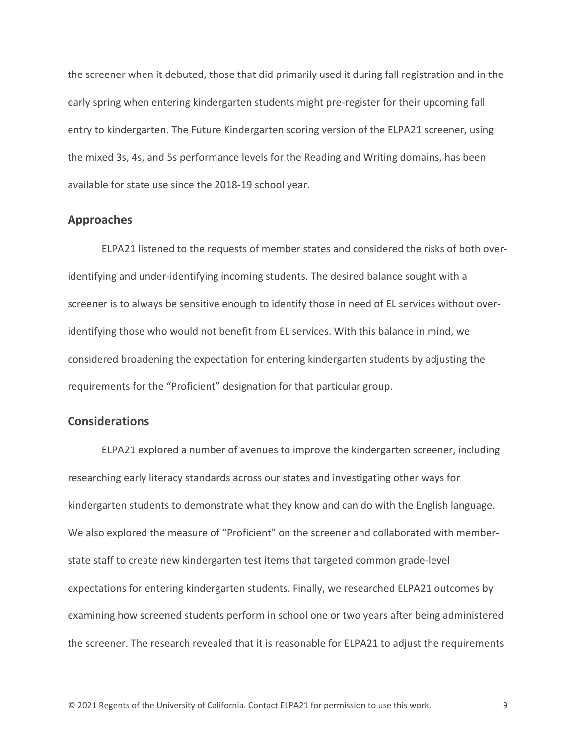the screener when it debuted, those that did primarily used it during fall registration and in the early spring when entering kindergarten students might pre-register for their upcoming fall entry to kindergarten. The Future Kindergarten scoring version of the ELPA21 screener, using the mixed 3s, 4s, and 5s performance levels for the Reading and Writing domains, has been available for state use since the 2018-19 school year.

## Approaches

ELPA21 listened to the requests of member states and considered the risks of both over-identifying and under-identifying incoming students. The desired balance sought with a screener is to always be sensitive enough to identify those in need of EL services without over-identifying those who would not benefit from EL services. With this balance in mind, we considered broadening the expectation for entering kindergarten students by adjusting the requirements for the "Proficient" designation for that particular group.

## Considerations

ELPA21 explored a number of avenues to improve the kindergarten screener, including researching early literacy standards across our states and investigating other ways for kindergarten students to demonstrate what they know and can do with the English language. We also explored the measure of "Proficient" on the screener and collaborated with member-state staff to create new kindergarten test items that targeted common grade-level expectations for entering kindergarten students. Finally, we researched ELPA21 outcomes by examining how screened students perform in school one or two years after being administered the screener. The research revealed that it is reasonable for ELPA21 to adjust the requirements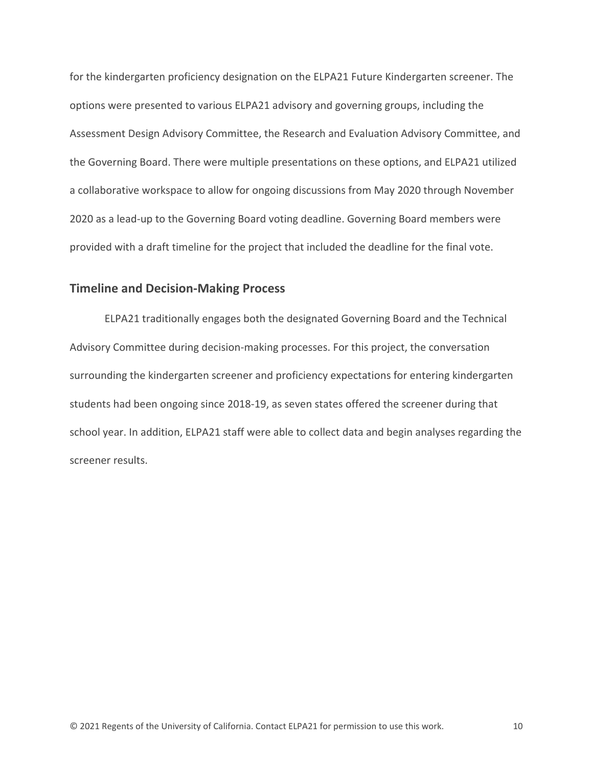for the kindergarten proficiency designation on the ELPA21 Future Kindergarten screener. The options were presented to various ELPA21 advisory and governing groups, including the Assessment Design Advisory Committee, the Research and Evaluation Advisory Committee, and the Governing Board. There were multiple presentations on these options, and ELPA21 utilized a collaborative workspace to allow for ongoing discussions from May 2020 through November 2020 as a lead-up to the Governing Board voting deadline. Governing Board members were provided with a draft timeline for the project that included the deadline for the final vote.

## Timeline and Decision-Making Process

ELPA21 traditionally engages both the designated Governing Board and the Technical Advisory Committee during decision-making processes. For this project, the conversation surrounding the kindergarten screener and proficiency expectations for entering kindergarten students had been ongoing since 2018-19, as seven states offered the screener during that school year. In addition, ELPA21 staff were able to collect data and begin analyses regarding the screener results.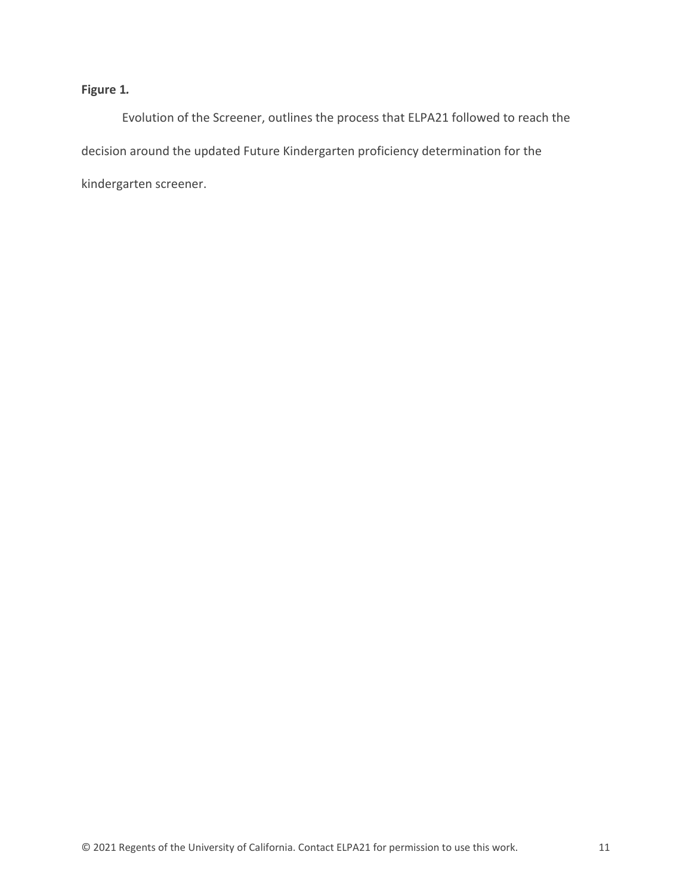**Figure 1.**

Evolution of the Screener, outlines the process that ELPA21 followed to reach the decision around the updated Future Kindergarten proficiency determination for the kindergarten screener.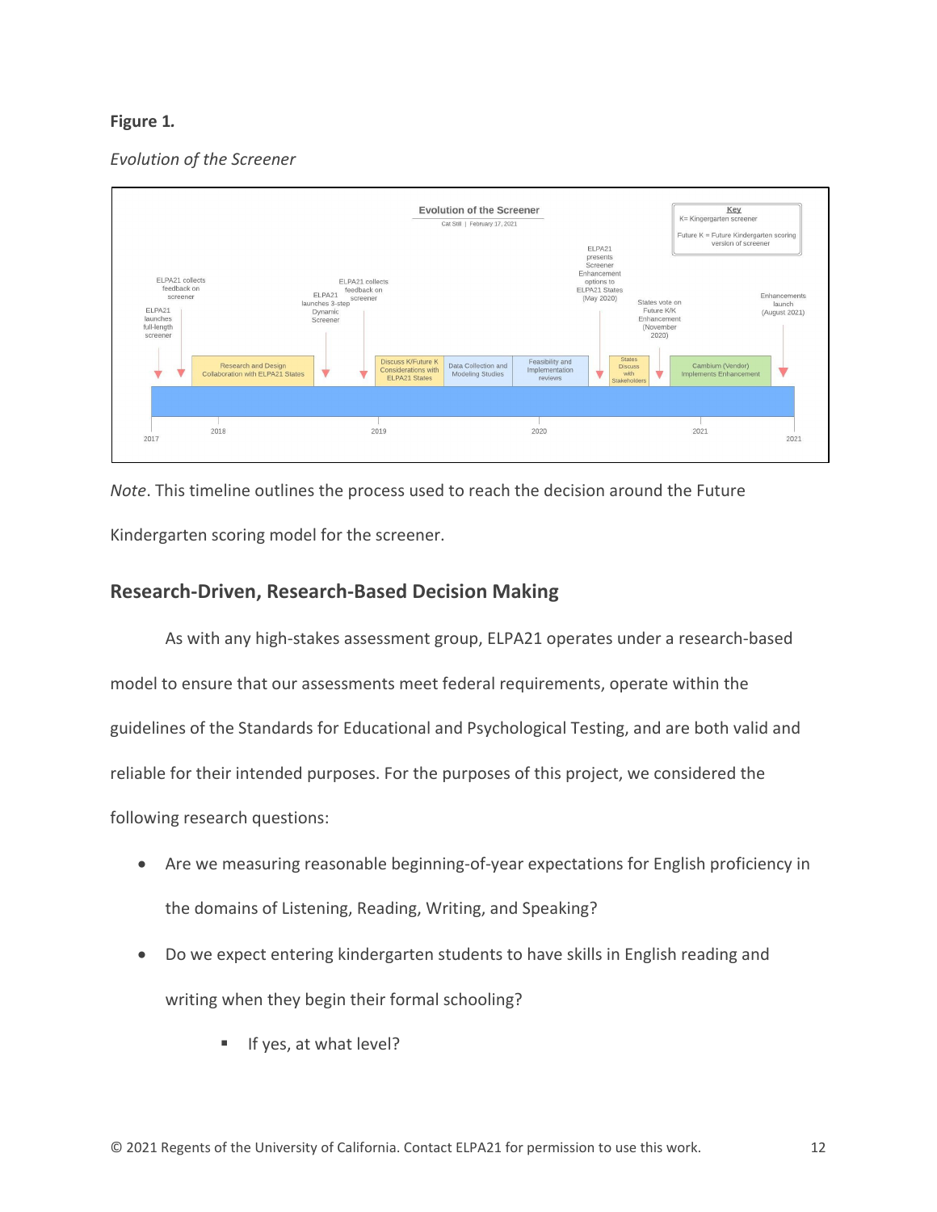**Figure 1.**

*Evolution of the Screener*

Evolution of the Screener

Cat Still | February 17, 2021

Key
K= Kingergarten screener
Future K = Future Kindergarten scoring version of screener

ELPA21 launches full-length screener

ELPA21 collects feedback on screener

Research and Design Collaboration with ELPA21 States

ELPA21 launches 3-step Dynamic Screener

ELPA21 collects feedback on screener

Discuss K/Future K Considerations with ELPA21 States

Data Collection and Modeling Studies

Feasibility and Implementation reviews

ELPA21 presents Screener Enhancement options to ELPA21 States (May 2020)

States Discuss with Stakeholders

States vote on Future K/K Enhancement (November 2020)

Cambium (Vendor) Implements Enhancement

Enhancements launch (August 2021)

2017 | 2018 | 2019 | 2020 | 2021 | 2021

*Note*. This timeline outlines the process used to reach the decision around the Future Kindergarten scoring model for the screener.

## Research-Driven, Research-Based Decision Making

As with any high-stakes assessment group, ELPA21 operates under a research-based model to ensure that our assessments meet federal requirements, operate within the guidelines of the Standards for Educational and Psychological Testing, and are both valid and reliable for their intended purposes. For the purposes of this project, we considered the following research questions:

- Are we measuring reasonable beginning-of-year expectations for English proficiency in the domains of Listening, Reading, Writing, and Speaking?
- Do we expect entering kindergarten students to have skills in English reading and writing when they begin their formal schooling?
    - If yes, at what level?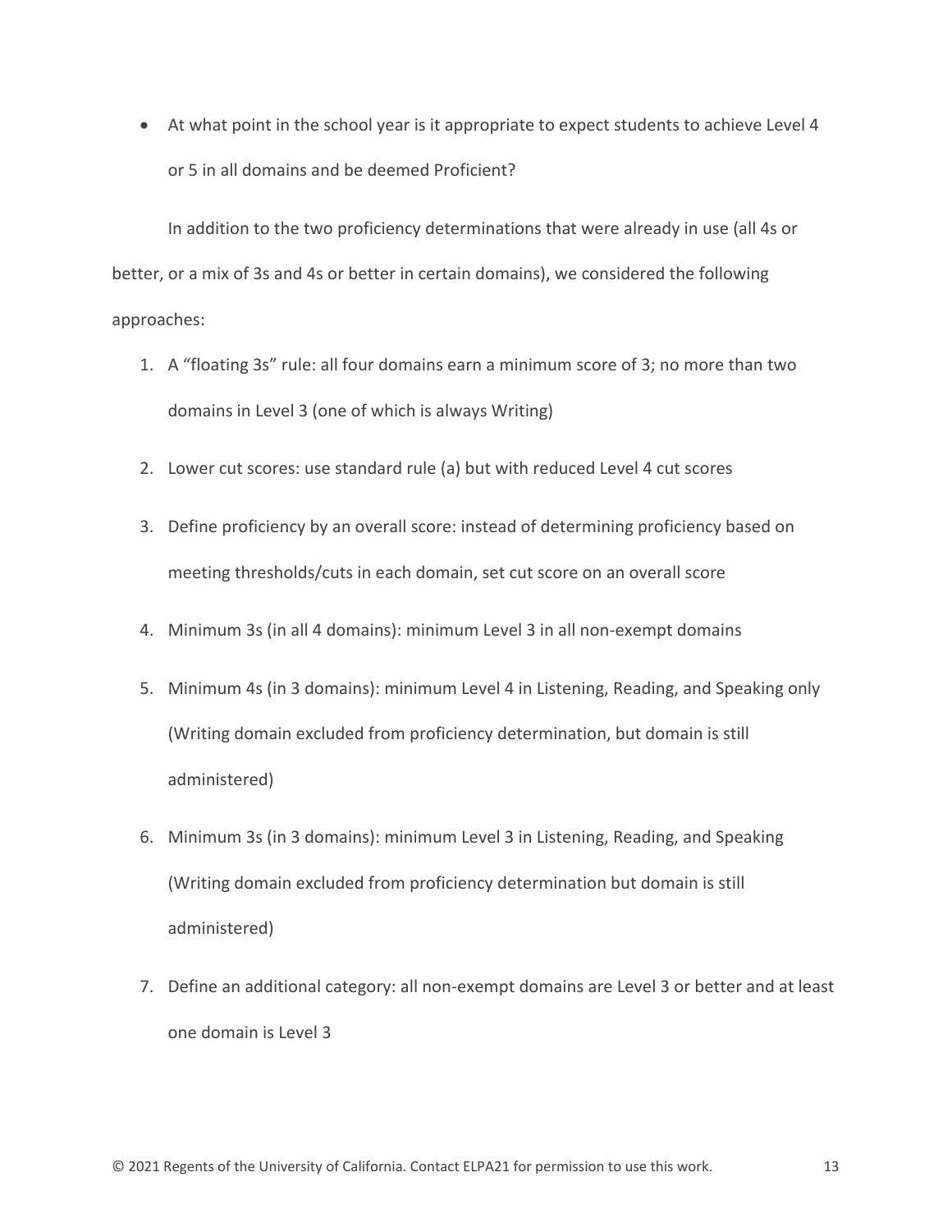- At what point in the school year is it appropriate to expect students to achieve Level 4 or 5 in all domains and be deemed Proficient?

In addition to the two proficiency determinations that were already in use (all 4s or better, or a mix of 3s and 4s or better in certain domains), we considered the following approaches:

1. A "floating 3s" rule: all four domains earn a minimum score of 3; no more than two domains in Level 3 (one of which is always Writing)
2. Lower cut scores: use standard rule (a) but with reduced Level 4 cut scores
3. Define proficiency by an overall score: instead of determining proficiency based on meeting thresholds/cuts in each domain, set cut score on an overall score
4. Minimum 3s (in all 4 domains): minimum Level 3 in all non-exempt domains
5. Minimum 4s (in 3 domains): minimum Level 4 in Listening, Reading, and Speaking only (Writing domain excluded from proficiency determination, but domain is still administered)
6. Minimum 3s (in 3 domains): minimum Level 3 in Listening, Reading, and Speaking (Writing domain excluded from proficiency determination but domain is still administered)
7. Define an additional category: all non-exempt domains are Level 3 or better and at least one domain is Level 3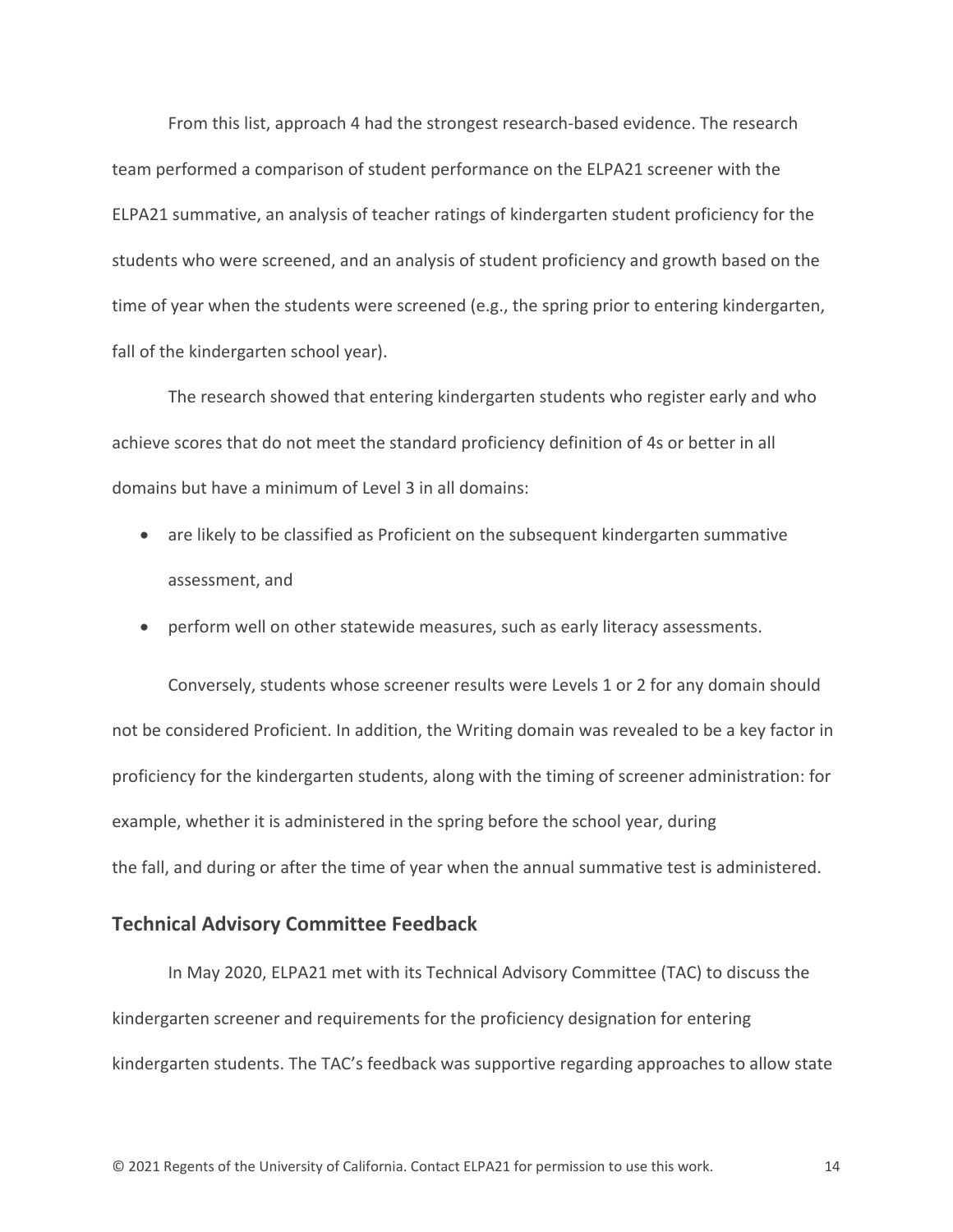From this list, approach 4 had the strongest research-based evidence. The research team performed a comparison of student performance on the ELPA21 screener with the ELPA21 summative, an analysis of teacher ratings of kindergarten student proficiency for the students who were screened, and an analysis of student proficiency and growth based on the time of year when the students were screened (e.g., the spring prior to entering kindergarten, fall of the kindergarten school year).

The research showed that entering kindergarten students who register early and who achieve scores that do not meet the standard proficiency definition of 4s or better in all domains but have a minimum of Level 3 in all domains:

- are likely to be classified as Proficient on the subsequent kindergarten summative assessment, and
- perform well on other statewide measures, such as early literacy assessments.

Conversely, students whose screener results were Levels 1 or 2 for any domain should not be considered Proficient. In addition, the Writing domain was revealed to be a key factor in proficiency for the kindergarten students, along with the timing of screener administration: for example, whether it is administered in the spring before the school year, during the fall, and during or after the time of year when the annual summative test is administered.

## Technical Advisory Committee Feedback

In May 2020, ELPA21 met with its Technical Advisory Committee (TAC) to discuss the kindergarten screener and requirements for the proficiency designation for entering kindergarten students. The TAC's feedback was supportive regarding approaches to allow state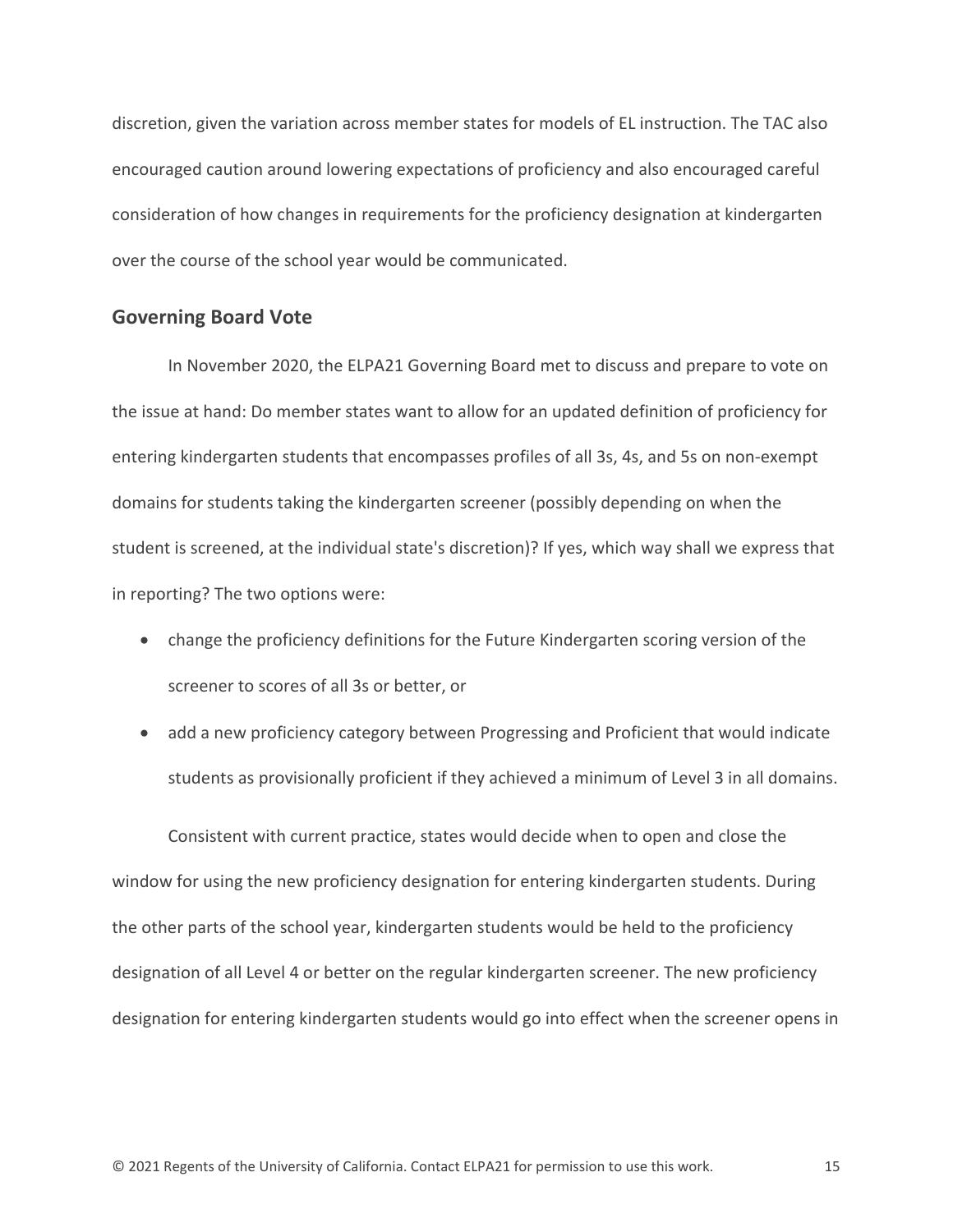discretion, given the variation across member states for models of EL instruction. The TAC also encouraged caution around lowering expectations of proficiency and also encouraged careful consideration of how changes in requirements for the proficiency designation at kindergarten over the course of the school year would be communicated.

## Governing Board Vote

In November 2020, the ELPA21 Governing Board met to discuss and prepare to vote on the issue at hand: Do member states want to allow for an updated definition of proficiency for entering kindergarten students that encompasses profiles of all 3s, 4s, and 5s on non-exempt domains for students taking the kindergarten screener (possibly depending on when the student is screened, at the individual state's discretion)? If yes, which way shall we express that in reporting? The two options were:

- change the proficiency definitions for the Future Kindergarten scoring version of the screener to scores of all 3s or better, or
- add a new proficiency category between Progressing and Proficient that would indicate students as provisionally proficient if they achieved a minimum of Level 3 in all domains.

Consistent with current practice, states would decide when to open and close the window for using the new proficiency designation for entering kindergarten students. During the other parts of the school year, kindergarten students would be held to the proficiency designation of all Level 4 or better on the regular kindergarten screener. The new proficiency designation for entering kindergarten students would go into effect when the screener opens in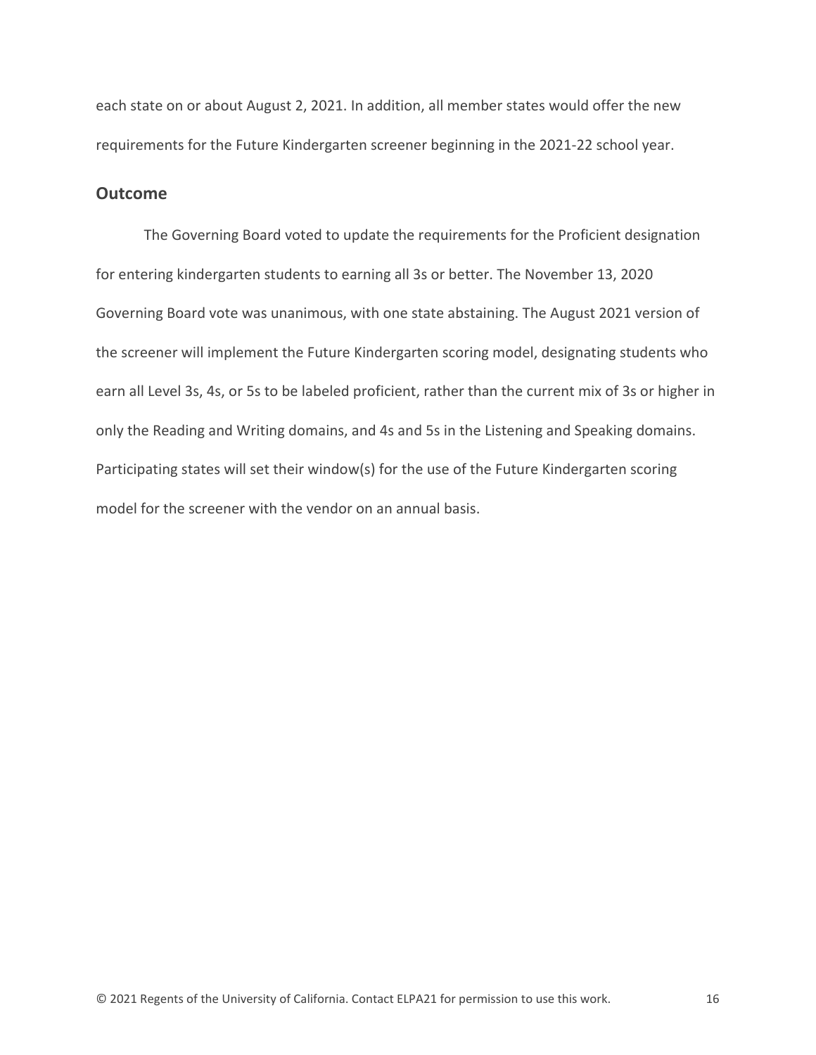each state on or about August 2, 2021. In addition, all member states would offer the new requirements for the Future Kindergarten screener beginning in the 2021-22 school year.

## Outcome

The Governing Board voted to update the requirements for the Proficient designation for entering kindergarten students to earning all 3s or better. The November 13, 2020 Governing Board vote was unanimous, with one state abstaining. The August 2021 version of the screener will implement the Future Kindergarten scoring model, designating students who earn all Level 3s, 4s, or 5s to be labeled proficient, rather than the current mix of 3s or higher in only the Reading and Writing domains, and 4s and 5s in the Listening and Speaking domains. Participating states will set their window(s) for the use of the Future Kindergarten scoring model for the screener with the vendor on an annual basis.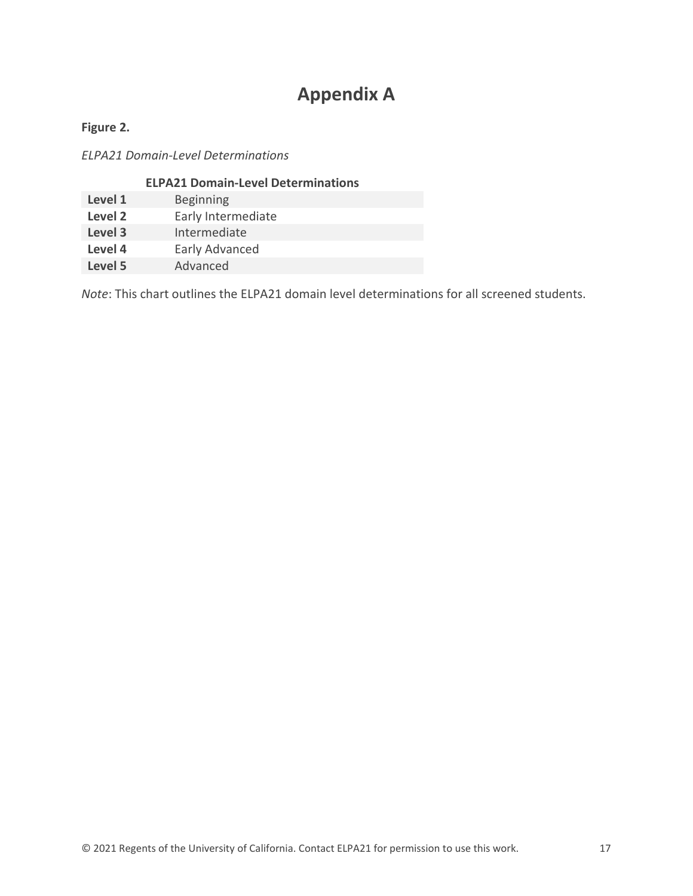# Appendix A

**Figure 2.**

*ELPA21 Domain-Level Determinations*

| | ELPA21 Domain-Level Determinations |
|---|---|
| **Level 1** | Beginning |
| **Level 2** | Early Intermediate |
| **Level 3** | Intermediate |
| **Level 4** | Early Advanced |
| **Level 5** | Advanced |

*Note*: This chart outlines the ELPA21 domain level determinations for all screened students.

© 2021 Regents of the University of California. Contact ELPA21 for permission to use this work.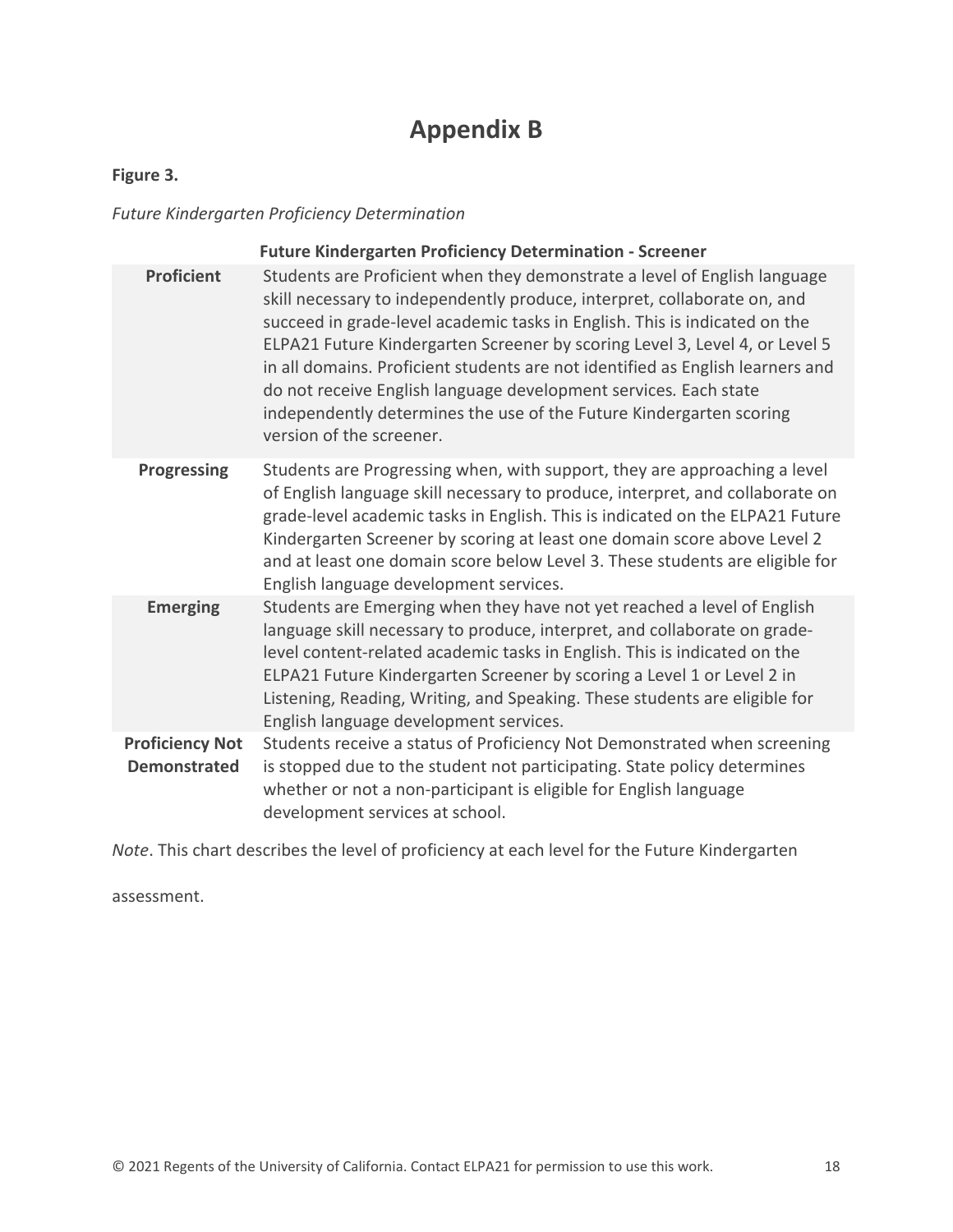# Appendix B

**Figure 3.**

*Future Kindergarten Proficiency Determination*

| | Future Kindergarten Proficiency Determination - Screener |
|---|---|
| **Proficient** | Students are Proficient when they demonstrate a level of English language skill necessary to independently produce, interpret, collaborate on, and succeed in grade-level academic tasks in English. This is indicated on the ELPA21 Future Kindergarten Screener by scoring Level 3, Level 4, or Level 5 in all domains. Proficient students are not identified as English learners and do not receive English language development services. Each state independently determines the use of the Future Kindergarten scoring version of the screener. |
| **Progressing** | Students are Progressing when, with support, they are approaching a level of English language skill necessary to produce, interpret, and collaborate on grade-level academic tasks in English. This is indicated on the ELPA21 Future Kindergarten Screener by scoring at least one domain score above Level 2 and at least one domain score below Level 3. These students are eligible for English language development services. |
| **Emerging** | Students are Emerging when they have not yet reached a level of English language skill necessary to produce, interpret, and collaborate on grade-level content-related academic tasks in English. This is indicated on the ELPA21 Future Kindergarten Screener by scoring a Level 1 or Level 2 in Listening, Reading, Writing, and Speaking. These students are eligible for English language development services. |
| **Proficiency Not Demonstrated** | Students receive a status of Proficiency Not Demonstrated when screening is stopped due to the student not participating. State policy determines whether or not a non-participant is eligible for English language development services at school. |

*Note*. This chart describes the level of proficiency at each level for the Future Kindergarten assessment.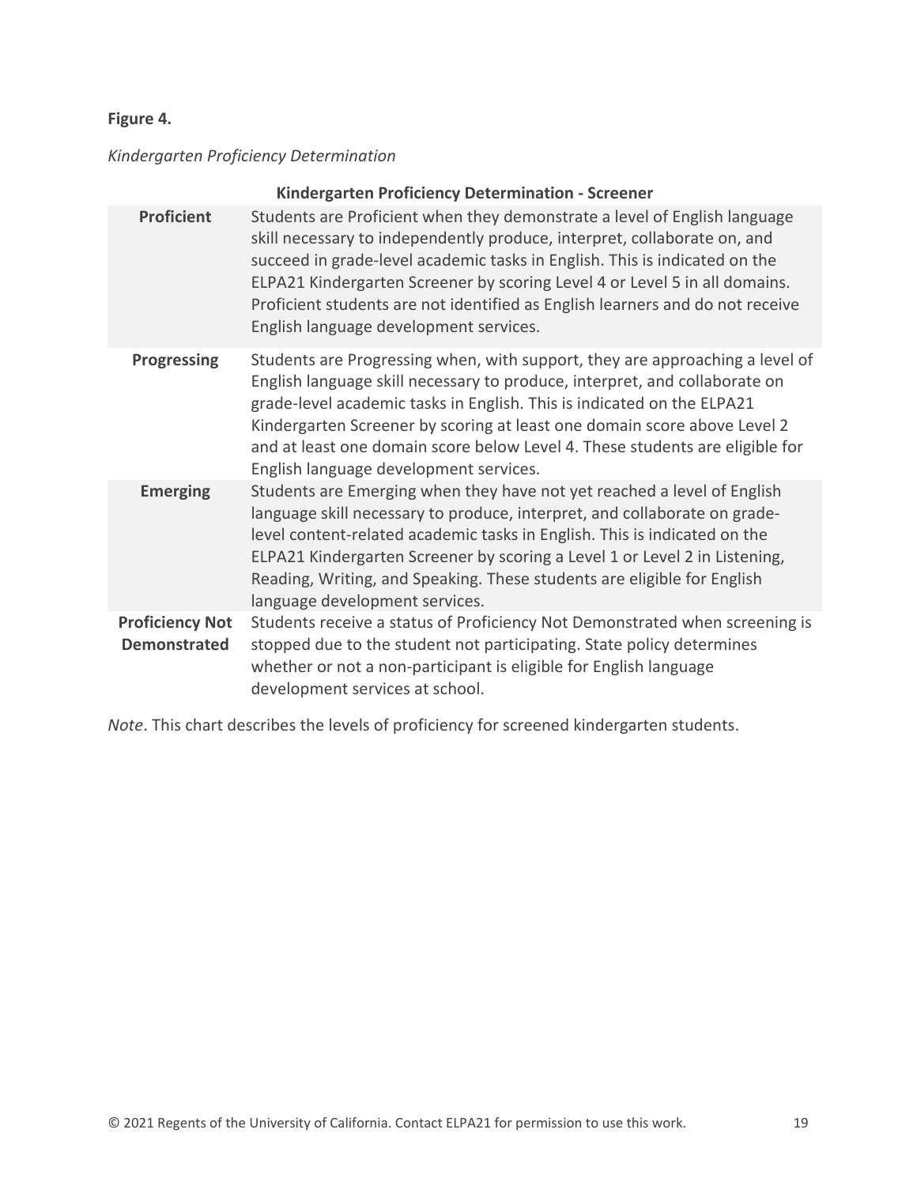**Figure 4.**

*Kindergarten Proficiency Determination*

| Kindergarten Proficiency Determination - Screener | |
|---|---|
| **Proficient** | Students are Proficient when they demonstrate a level of English language skill necessary to independently produce, interpret, collaborate on, and succeed in grade-level academic tasks in English. This is indicated on the ELPA21 Kindergarten Screener by scoring Level 4 or Level 5 in all domains. Proficient students are not identified as English learners and do not receive English language development services. |
| **Progressing** | Students are Progressing when, with support, they are approaching a level of English language skill necessary to produce, interpret, and collaborate on grade-level academic tasks in English. This is indicated on the ELPA21 Kindergarten Screener by scoring at least one domain score above Level 2 and at least one domain score below Level 4. These students are eligible for English language development services. |
| **Emerging** | Students are Emerging when they have not yet reached a level of English language skill necessary to produce, interpret, and collaborate on grade-level content-related academic tasks in English. This is indicated on the ELPA21 Kindergarten Screener by scoring a Level 1 or Level 2 in Listening, Reading, Writing, and Speaking. These students are eligible for English language development services. |
| **Proficiency Not Demonstrated** | Students receive a status of Proficiency Not Demonstrated when screening is stopped due to the student not participating. State policy determines whether or not a non-participant is eligible for English language development services at school. |

*Note*. This chart describes the levels of proficiency for screened kindergarten students.

© 2021 Regents of the University of California. Contact ELPA21 for permission to use this work.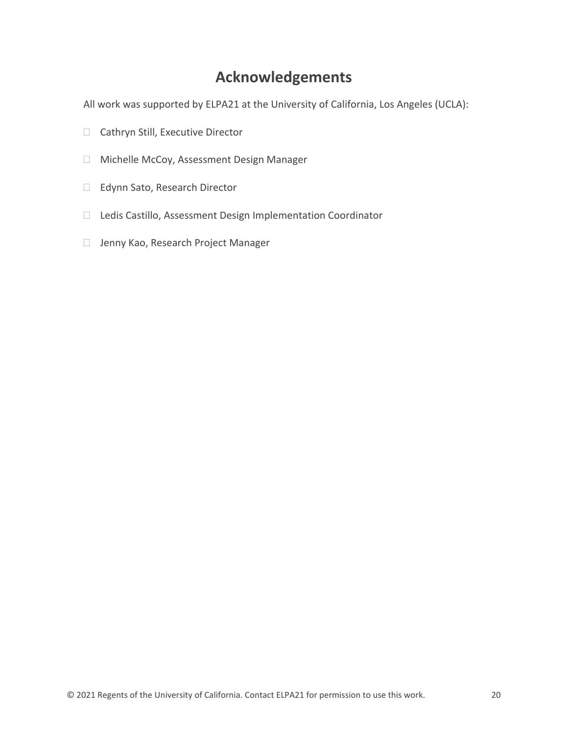# Acknowledgements

All work was supported by ELPA21 at the University of California, Los Angeles (UCLA):

- Cathryn Still, Executive Director
- Michelle McCoy, Assessment Design Manager
- Edynn Sato, Research Director
- Ledis Castillo, Assessment Design Implementation Coordinator
- Jenny Kao, Research Project Manager

© 2021 Regents of the University of California. Contact ELPA21 for permission to use this work.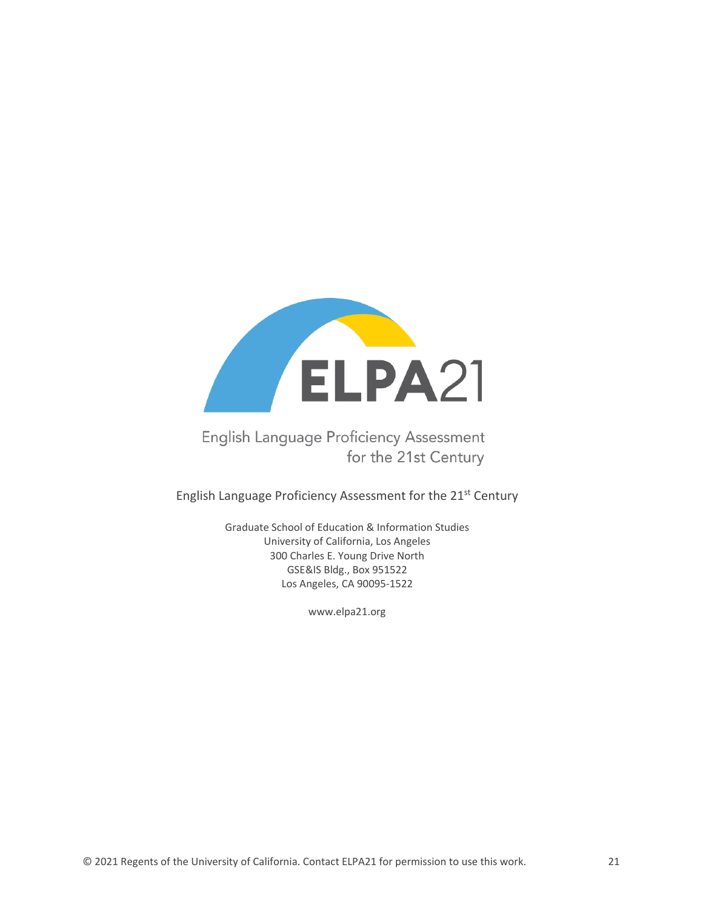ELPA21

English Language Proficiency Assessment for the 21st Century

English Language Proficiency Assessment for the 21st Century

Graduate School of Education & Information Studies
University of California, Los Angeles
300 Charles E. Young Drive North
GSE&IS Bldg., Box 951522
Los Angeles, CA 90095-1522

www.elpa21.org

© 2021 Regents of the University of California. Contact ELPA21 for permission to use this work.